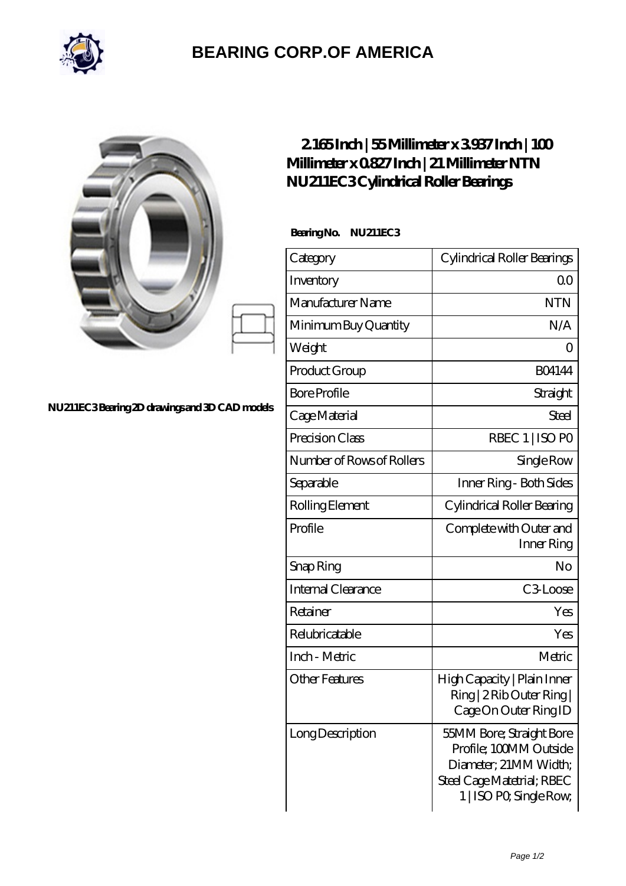# BEARING CORP.OF AMERICA

NU211EC3 Bearing 2D drawings and 3D CAD models

## 2.165 Inch | 55 Millimeter x 3.937 Inch | 100 Millimeter x 0.827 Inch | 21 Millimeter NTN NU211EC3 Cylindrical Roller Bearings

**Bearing No. NU211EC3**

| Category | Cylindrical Roller Bearings |
|---|---|
| Inventory | 0.0 |
| Manufacturer Name | NTN |
| Minimum Buy Quantity | N/A |
| Weight | 0 |
| Product Group | B04144 |
| Bore Profile | Straight |
| Cage Material | Steel |
| Precision Class | RBEC 1 \| ISO P0 |
| Number of Rows of Rollers | Single Row |
| Separable | Inner Ring - Both Sides |
| Rolling Element | Cylindrical Roller Bearing |
| Profile | Complete with Outer and Inner Ring |
| Snap Ring | No |
| Internal Clearance | C3-Loose |
| Retainer | Yes |
| Relubricatable | Yes |
| Inch - Metric | Metric |
| Other Features | High Capacity \| Plain Inner Ring \| 2 Rib Outer Ring \| Cage On Outer Ring ID |
| Long Description | 55MM Bore; Straight Bore Profile; 100MM Outside Diameter; 21MM Width; Steel Cage Matetrial; RBEC 1 \| ISO P0; Single Row; |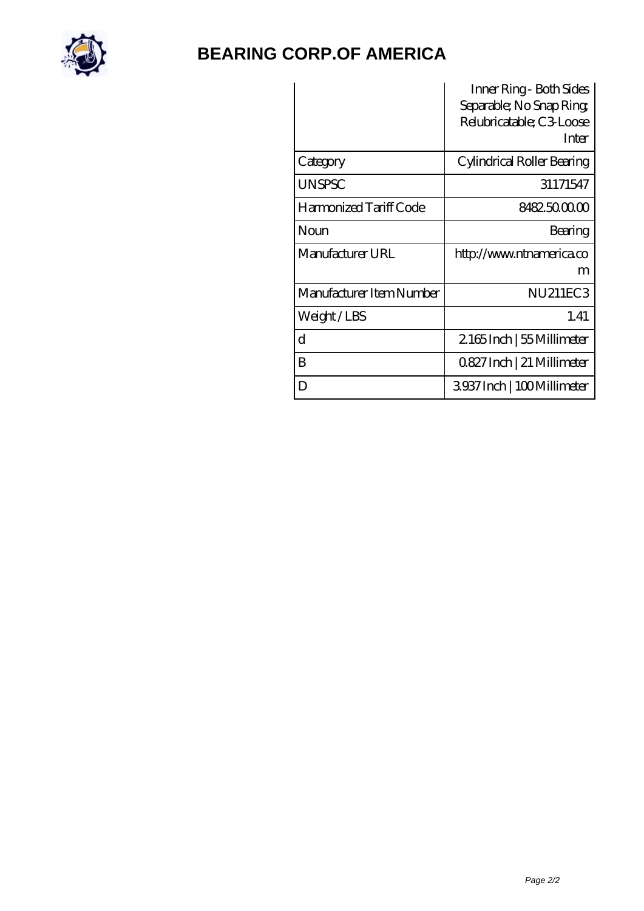| | |
|---|---|
| | Inner Ring - Both Sides Separable; No Snap Ring; Relubricatable; C3-Loose Inter |
| Category | Cylindrical Roller Bearing |
| UNSPSC | 31171547 |
| Harmonized Tariff Code | 8482.50.00.00 |
| Noun | Bearing |
| Manufacturer URL | http://www.ntnamerica.com |
| Manufacturer Item Number | NU211EC3 |
| Weight / LBS | 1.41 |
| d | 2.165 Inch \| 55 Millimeter |
| B | 0.827 Inch \| 21 Millimeter |
| D | 3.937 Inch \| 100 Millimeter |